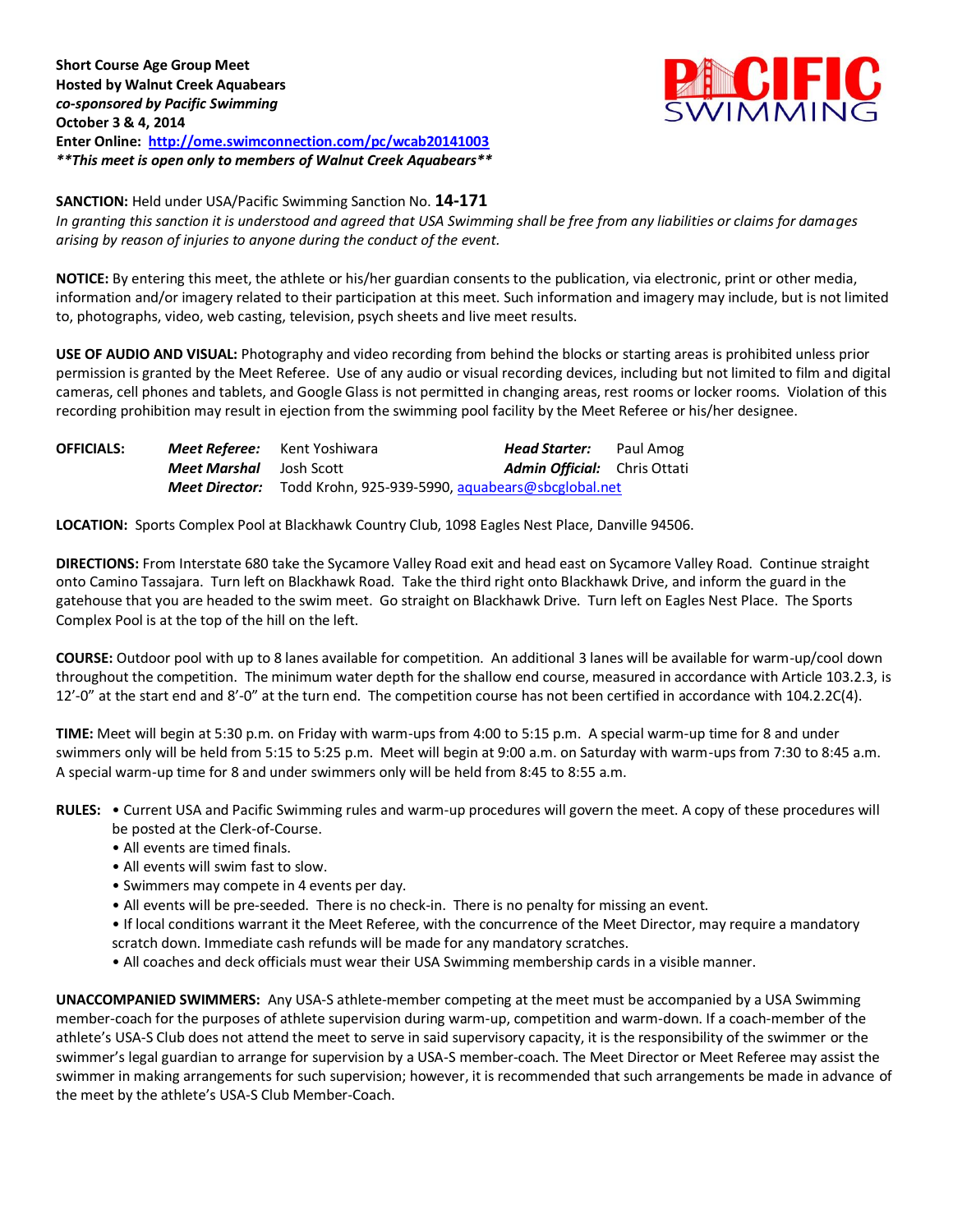**Short Course Age Group Meet**
**Hosted by Walnut Creek Aquabears**
***co-sponsored by Pacific Swimming***
**October 3 & 4, 2014**
**Enter Online: http://ome.swimconnection.com/pc/wcab20141003**
***\*\*This meet is open only to members of Walnut Creek Aquabears\*\****

PACIFIC SWIMMING

**SANCTION:** Held under USA/Pacific Swimming Sanction No. **14-171**
*In granting this sanction it is understood and agreed that USA Swimming shall be free from any liabilities or claims for damages arising by reason of injuries to anyone during the conduct of the event.*

**NOTICE:** By entering this meet, the athlete or his/her guardian consents to the publication, via electronic, print or other media, information and/or imagery related to their participation at this meet. Such information and imagery may include, but is not limited to, photographs, video, web casting, television, psych sheets and live meet results.

**USE OF AUDIO AND VISUAL:** Photography and video recording from behind the blocks or starting areas is prohibited unless prior permission is granted by the Meet Referee. Use of any audio or visual recording devices, including but not limited to film and digital cameras, cell phones and tablets, and Google Glass is not permitted in changing areas, rest rooms or locker rooms. Violation of this recording prohibition may result in ejection from the swimming pool facility by the Meet Referee or his/her designee.

| | | | | |
|---|---|---|---|---|
| **OFFICIALS:** | ***Meet Referee:*** Kent Yoshiwara | | ***Head Starter:*** | Paul Amog |
| | ***Meet Marshal*** Josh Scott | | ***Admin Official:*** | Chris Ottati |
| | ***Meet Director:*** Todd Krohn, 925-939-5990, aquabears@sbcglobal.net | | | |

**LOCATION:** Sports Complex Pool at Blackhawk Country Club, 1098 Eagles Nest Place, Danville 94506.

**DIRECTIONS:** From Interstate 680 take the Sycamore Valley Road exit and head east on Sycamore Valley Road. Continue straight onto Camino Tassajara. Turn left on Blackhawk Road. Take the third right onto Blackhawk Drive, and inform the guard in the gatehouse that you are headed to the swim meet. Go straight on Blackhawk Drive. Turn left on Eagles Nest Place. The Sports Complex Pool is at the top of the hill on the left.

**COURSE:** Outdoor pool with up to 8 lanes available for competition. An additional 3 lanes will be available for warm-up/cool down throughout the competition. The minimum water depth for the shallow end course, measured in accordance with Article 103.2.3, is 12'-0" at the start end and 8'-0" at the turn end. The competition course has not been certified in accordance with 104.2.2C(4).

**TIME:** Meet will begin at 5:30 p.m. on Friday with warm-ups from 4:00 to 5:15 p.m. A special warm-up time for 8 and under swimmers only will be held from 5:15 to 5:25 p.m. Meet will begin at 9:00 a.m. on Saturday with warm-ups from 7:30 to 8:45 a.m. A special warm-up time for 8 and under swimmers only will be held from 8:45 to 8:55 a.m.

**RULES:**
- Current USA and Pacific Swimming rules and warm-up procedures will govern the meet. A copy of these procedures will be posted at the Clerk-of-Course.
- All events are timed finals.
- All events will swim fast to slow.
- Swimmers may compete in 4 events per day.
- All events will be pre-seeded. There is no check-in. There is no penalty for missing an event.
- If local conditions warrant it the Meet Referee, with the concurrence of the Meet Director, may require a mandatory scratch down. Immediate cash refunds will be made for any mandatory scratches.
- All coaches and deck officials must wear their USA Swimming membership cards in a visible manner.

**UNACCOMPANIED SWIMMERS:** Any USA-S athlete-member competing at the meet must be accompanied by a USA Swimming member-coach for the purposes of athlete supervision during warm-up, competition and warm-down. If a coach-member of the athlete's USA-S Club does not attend the meet to serve in said supervisory capacity, it is the responsibility of the swimmer or the swimmer's legal guardian to arrange for supervision by a USA-S member-coach. The Meet Director or Meet Referee may assist the swimmer in making arrangements for such supervision; however, it is recommended that such arrangements be made in advance of the meet by the athlete's USA-S Club Member-Coach.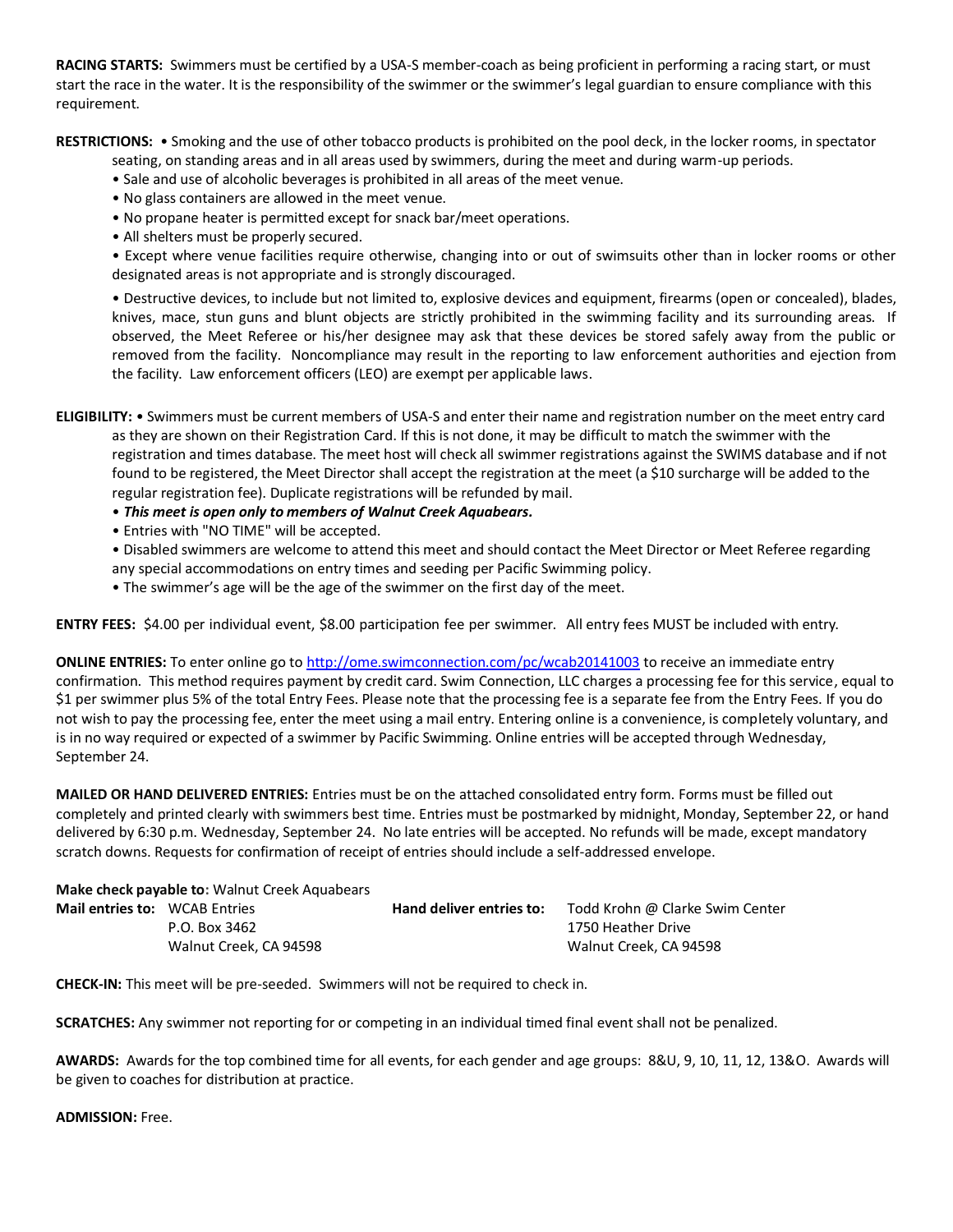**RACING STARTS:** Swimmers must be certified by a USA-S member-coach as being proficient in performing a racing start, or must start the race in the water. It is the responsibility of the swimmer or the swimmer's legal guardian to ensure compliance with this requirement.

**RESTRICTIONS:** • Smoking and the use of other tobacco products is prohibited on the pool deck, in the locker rooms, in spectator seating, on standing areas and in all areas used by swimmers, during the meet and during warm-up periods.

• Sale and use of alcoholic beverages is prohibited in all areas of the meet venue.

• No glass containers are allowed in the meet venue.

• No propane heater is permitted except for snack bar/meet operations.

• All shelters must be properly secured.

• Except where venue facilities require otherwise, changing into or out of swimsuits other than in locker rooms or other designated areas is not appropriate and is strongly discouraged.

• Destructive devices, to include but not limited to, explosive devices and equipment, firearms (open or concealed), blades, knives, mace, stun guns and blunt objects are strictly prohibited in the swimming facility and its surrounding areas. If observed, the Meet Referee or his/her designee may ask that these devices be stored safely away from the public or removed from the facility. Noncompliance may result in the reporting to law enforcement authorities and ejection from the facility. Law enforcement officers (LEO) are exempt per applicable laws.

**ELIGIBILITY:** • Swimmers must be current members of USA-S and enter their name and registration number on the meet entry card as they are shown on their Registration Card. If this is not done, it may be difficult to match the swimmer with the registration and times database. The meet host will check all swimmer registrations against the SWIMS database and if not found to be registered, the Meet Director shall accept the registration at the meet (a $10 surcharge will be added to the regular registration fee). Duplicate registrations will be refunded by mail.

• ***This meet is open only to members of Walnut Creek Aquabears.***

• Entries with "NO TIME" will be accepted.

• Disabled swimmers are welcome to attend this meet and should contact the Meet Director or Meet Referee regarding any special accommodations on entry times and seeding per Pacific Swimming policy.

• The swimmer's age will be the age of the swimmer on the first day of the meet.

**ENTRY FEES:** $4.00 per individual event, $8.00 participation fee per swimmer. All entry fees MUST be included with entry.

**ONLINE ENTRIES:** To enter online go to [http://ome.swimconnection.com/pc/wcab20141003](http://ome.swimconnection.com/pc/wcab20141003) to receive an immediate entry confirmation. This method requires payment by credit card. Swim Connection, LLC charges a processing fee for this service, equal to $1 per swimmer plus 5% of the total Entry Fees. Please note that the processing fee is a separate fee from the Entry Fees. If you do not wish to pay the processing fee, enter the meet using a mail entry. Entering online is a convenience, is completely voluntary, and is in no way required or expected of a swimmer by Pacific Swimming. Online entries will be accepted through Wednesday, September 24.

**MAILED OR HAND DELIVERED ENTRIES:** Entries must be on the attached consolidated entry form. Forms must be filled out completely and printed clearly with swimmers best time. Entries must be postmarked by midnight, Monday, September 22, or hand delivered by 6:30 p.m. Wednesday, September 24. No late entries will be accepted. No refunds will be made, except mandatory scratch downs. Requests for confirmation of receipt of entries should include a self-addressed envelope.

**Make check payable to:** Walnut Creek Aquabears

**Mail entries to:** WCAB Entries
P.O. Box 3462
Walnut Creek, CA 94598

**Hand deliver entries to:** Todd Krohn @ Clarke Swim Center
1750 Heather Drive
Walnut Creek, CA 94598

**CHECK-IN:** This meet will be pre-seeded. Swimmers will not be required to check in.

**SCRATCHES:** Any swimmer not reporting for or competing in an individual timed final event shall not be penalized.

**AWARDS:** Awards for the top combined time for all events, for each gender and age groups: 8&U, 9, 10, 11, 12, 13&O. Awards will be given to coaches for distribution at practice.

**ADMISSION:** Free.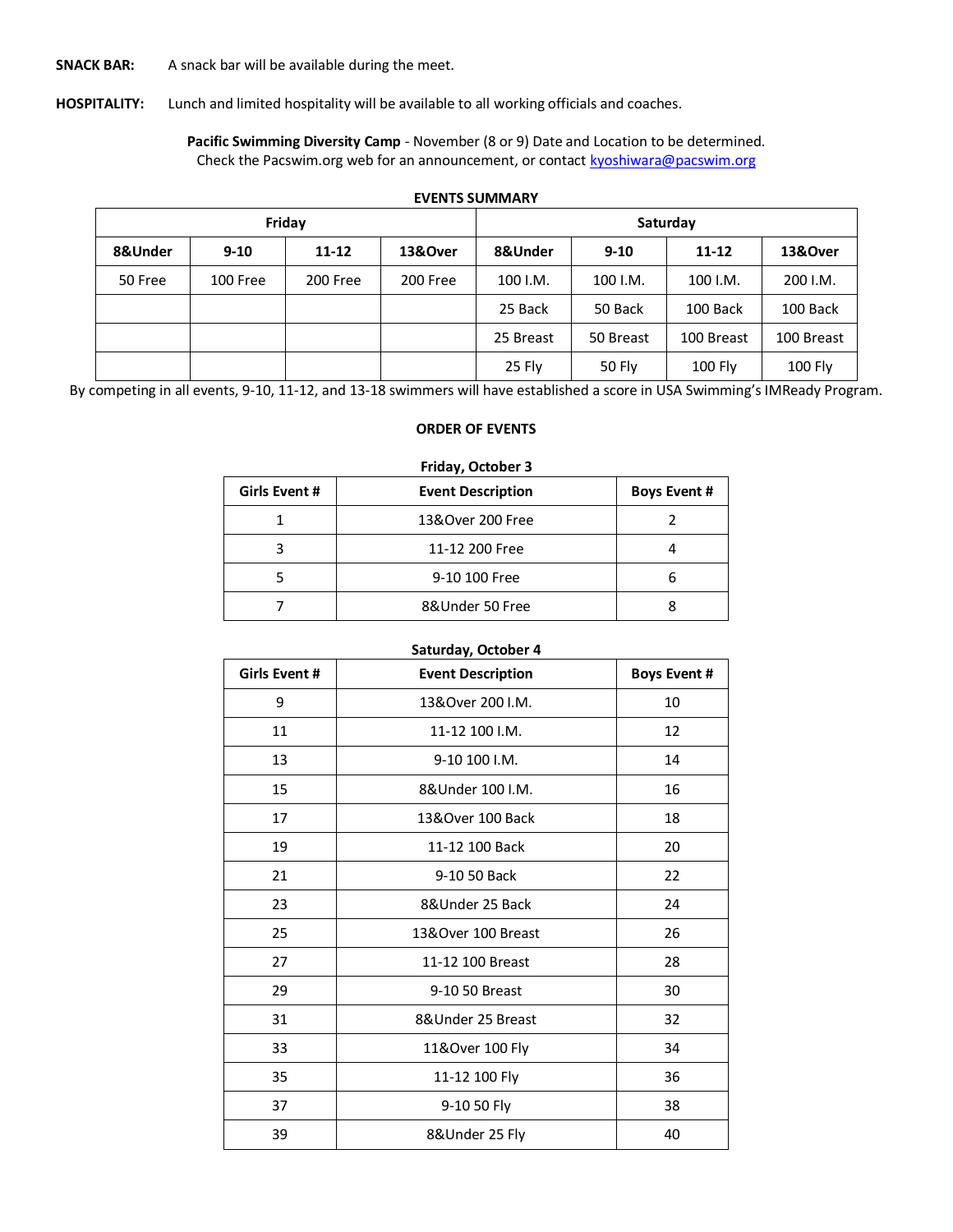**SNACK BAR:** A snack bar will be available during the meet.

**HOSPITALITY:** Lunch and limited hospitality will be available to all working officials and coaches.

**Pacific Swimming Diversity Camp** - November (8 or 9) Date and Location to be determined.
Check the Pacswim.org web for an announcement, or contact kyoshiwara@pacswim.org

**EVENTS SUMMARY**

| Friday | | | | Saturday | | | |
|---|---|---|---|---|---|---|---|
| **8&Under** | **9-10** | **11-12** | **13&Over** | **8&Under** | **9-10** | **11-12** | **13&Over** |
| 50 Free | 100 Free | 200 Free | 200 Free | 100 I.M. | 100 I.M. | 100 I.M. | 200 I.M. |
| | | | | 25 Back | 50 Back | 100 Back | 100 Back |
| | | | | 25 Breast | 50 Breast | 100 Breast | 100 Breast |
| | | | | 25 Fly | 50 Fly | 100 Fly | 100 Fly |

By competing in all events, 9-10, 11-12, and 13-18 swimmers will have established a score in USA Swimming's IMReady Program.

**ORDER OF EVENTS**

**Friday, October 3**

| Girls Event # | Event Description | Boys Event # |
|---|---|---|
| 1 | 13&Over 200 Free | 2 |
| 3 | 11-12 200 Free | 4 |
| 5 | 9-10 100 Free | 6 |
| 7 | 8&Under 50 Free | 8 |

**Saturday, October 4**

| Girls Event # | Event Description | Boys Event # |
|---|---|---|
| 9 | 13&Over 200 I.M. | 10 |
| 11 | 11-12 100 I.M. | 12 |
| 13 | 9-10 100 I.M. | 14 |
| 15 | 8&Under 100 I.M. | 16 |
| 17 | 13&Over 100 Back | 18 |
| 19 | 11-12 100 Back | 20 |
| 21 | 9-10 50 Back | 22 |
| 23 | 8&Under 25 Back | 24 |
| 25 | 13&Over 100 Breast | 26 |
| 27 | 11-12 100 Breast | 28 |
| 29 | 9-10 50 Breast | 30 |
| 31 | 8&Under 25 Breast | 32 |
| 33 | 11&Over 100 Fly | 34 |
| 35 | 11-12 100 Fly | 36 |
| 37 | 9-10 50 Fly | 38 |
| 39 | 8&Under 25 Fly | 40 |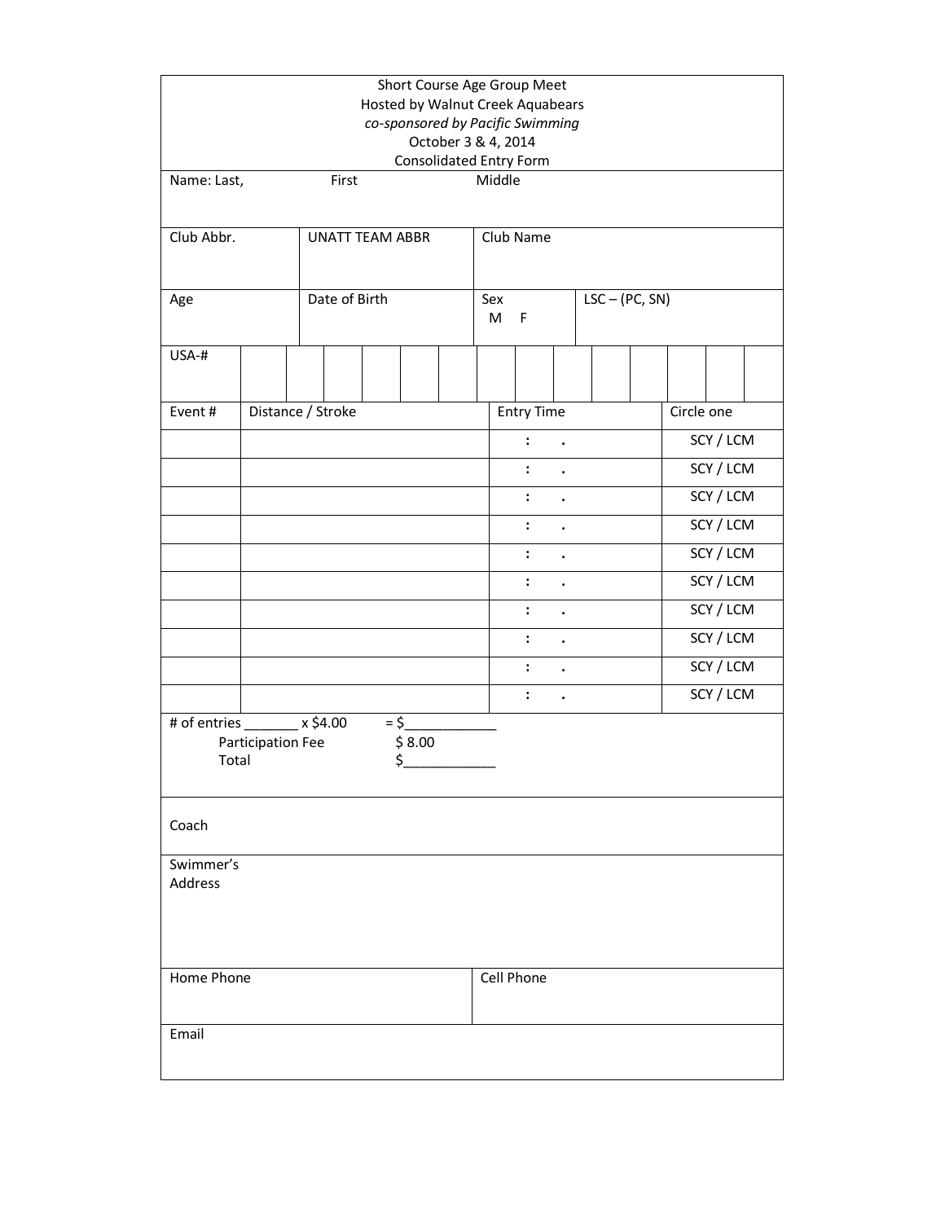Short Course Age Group Meet

Hosted by Walnut Creek Aquabears

*co-sponsored by Pacific Swimming*

October 3 & 4, 2014

Consolidated Entry Form

| Name: Last, | First | Middle |
|---|---|---|
| | | |

| Club Abbr. | UNATT TEAM ABBR | Club Name |
|---|---|---|
| | | |

| Age | Date of Birth | Sex M F | LSC – (PC, SN) |
|---|---|---|---|
| | | | |

| USA-# | | | | | | | | | | | | | | |
|---|---|---|---|---|---|---|---|---|---|---|---|---|---|---|
| | | | | | | | | | | | | | | |

| Event # | Distance / Stroke | Entry Time | Circle one |
|---|---|---|---|
| | | : . | SCY / LCM |
| | | : . | SCY / LCM |
| | | : . | SCY / LCM |
| | | : . | SCY / LCM |
| | | : . | SCY / LCM |
| | | : . | SCY / LCM |
| | | : . | SCY / LCM |
| | | : . | SCY / LCM |
| | | : . | SCY / LCM |
| | | : . | SCY / LCM |

# of entries _______ x $4.00 = $____________

Participation Fee $ 8.00

Total $____________

Coach

Swimmer's Address

| Home Phone | Cell Phone |
|---|---|
| | |

Email